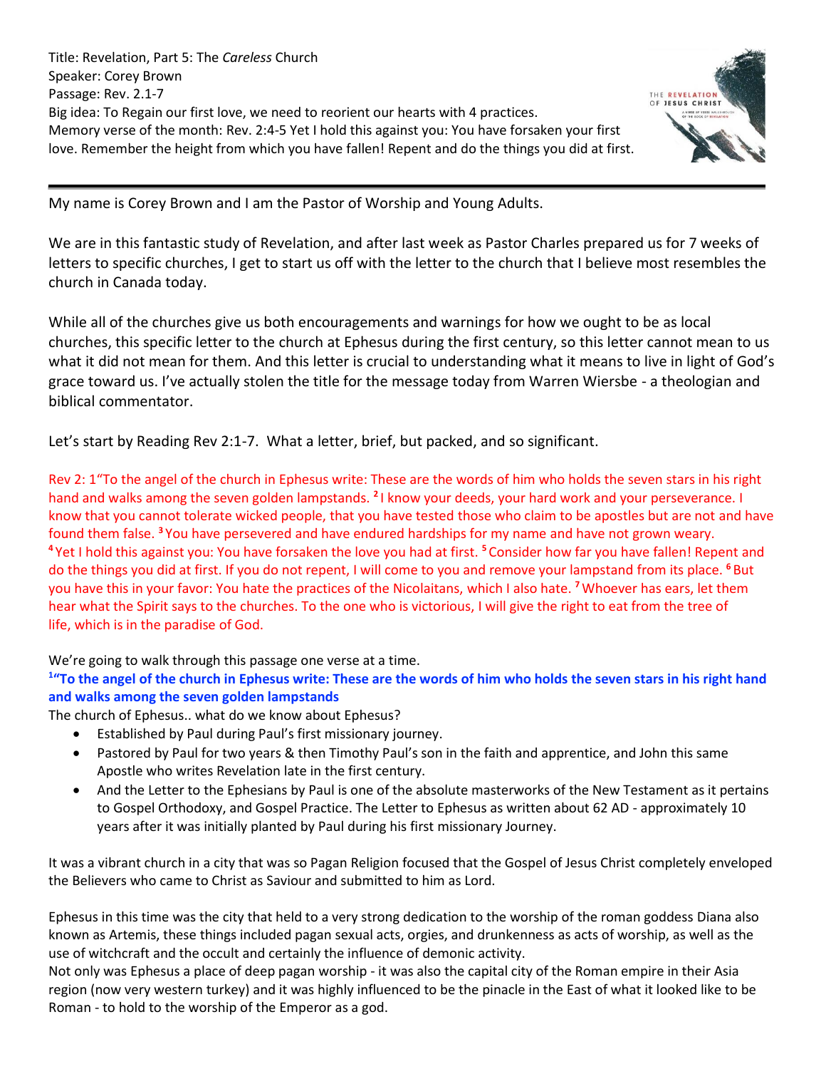Title: Revelation, Part 5: The *Careless* Church
Speaker: Corey Brown
Passage: Rev. 2.1-7
Big idea: To Regain our first love, we need to reorient our hearts with 4 practices.
Memory verse of the month: Rev. 2:4-5 Yet I hold this against you: You have forsaken your first love. Remember the height from which you have fallen! Repent and do the things you did at first.

---

My name is Corey Brown and I am the Pastor of Worship and Young Adults.

We are in this fantastic study of Revelation, and after last week as Pastor Charles prepared us for 7 weeks of letters to specific churches, I get to start us off with the letter to the church that I believe most resembles the church in Canada today.

While all of the churches give us both encouragements and warnings for how we ought to be as local churches, this specific letter to the church at Ephesus during the first century, so this letter cannot mean to us what it did not mean for them. And this letter is crucial to understanding what it means to live in light of God's grace toward us. I've actually stolen the title for the message today from Warren Wiersbe - a theologian and biblical commentator.

Let's start by Reading Rev 2:1-7. What a letter, brief, but packed, and so significant.

Rev 2: 1"To the angel of the church in Ephesus write: These are the words of him who holds the seven stars in his right hand and walks among the seven golden lampstands. 2 I know your deeds, your hard work and your perseverance. I know that you cannot tolerate wicked people, that you have tested those who claim to be apostles but are not and have found them false. 3 You have persevered and have endured hardships for my name and have not grown weary. 4 Yet I hold this against you: You have forsaken the love you had at first. 5 Consider how far you have fallen! Repent and do the things you did at first. If you do not repent, I will come to you and remove your lampstand from its place. 6 But you have this in your favor: You hate the practices of the Nicolaitans, which I also hate. 7 Whoever has ears, let them hear what the Spirit says to the churches. To the one who is victorious, I will give the right to eat from the tree of life, which is in the paradise of God.

We're going to walk through this passage one verse at a time.

**1"To the angel of the church in Ephesus write: These are the words of him who holds the seven stars in his right hand and walks among the seven golden lampstands**

The church of Ephesus.. what do we know about Ephesus?

- Established by Paul during Paul's first missionary journey.
- Pastored by Paul for two years & then Timothy Paul's son in the faith and apprentice, and John this same Apostle who writes Revelation late in the first century.
- And the Letter to the Ephesians by Paul is one of the absolute masterworks of the New Testament as it pertains to Gospel Orthodoxy, and Gospel Practice. The Letter to Ephesus as written about 62 AD - approximately 10 years after it was initially planted by Paul during his first missionary Journey.

It was a vibrant church in a city that was so Pagan Religion focused that the Gospel of Jesus Christ completely enveloped the Believers who came to Christ as Saviour and submitted to him as Lord.

Ephesus in this time was the city that held to a very strong dedication to the worship of the roman goddess Diana also known as Artemis, these things included pagan sexual acts, orgies, and drunkenness as acts of worship, as well as the use of witchcraft and the occult and certainly the influence of demonic activity.
Not only was Ephesus a place of deep pagan worship - it was also the capital city of the Roman empire in their Asia region (now very western turkey) and it was highly influenced to be the pinacle in the East of what it looked like to be Roman - to hold to the worship of the Emperor as a god.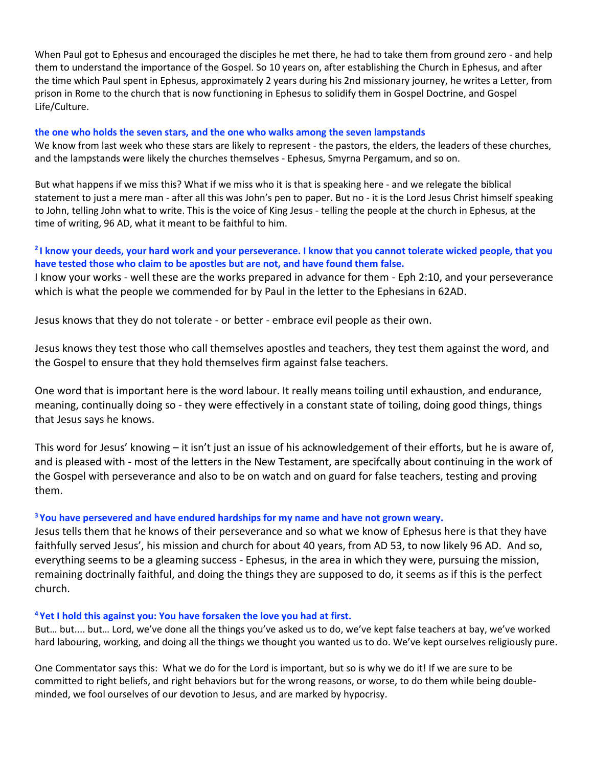When Paul got to Ephesus and encouraged the disciples he met there, he had to take them from ground zero - and help them to understand the importance of the Gospel. So 10 years on, after establishing the Church in Ephesus, and after the time which Paul spent in Ephesus, approximately 2 years during his 2nd missionary journey, he writes a Letter, from prison in Rome to the church that is now functioning in Ephesus to solidify them in Gospel Doctrine, and Gospel Life/Culture.

**the one who holds the seven stars, and the one who walks among the seven lampstands**

We know from last week who these stars are likely to represent - the pastors, the elders, the leaders of these churches, and the lampstands were likely the churches themselves - Ephesus, Smyrna Pergamum, and so on.

But what happens if we miss this? What if we miss who it is that is speaking here - and we relegate the biblical statement to just a mere man - after all this was John's pen to paper. But no - it is the Lord Jesus Christ himself speaking to John, telling John what to write. This is the voice of King Jesus - telling the people at the church in Ephesus, at the time of writing, 96 AD, what it meant to be faithful to him.

**[2] I know your deeds, your hard work and your perseverance. I know that you cannot tolerate wicked people, that you have tested those who claim to be apostles but are not, and have found them false.**

I know your works - well these are the works prepared in advance for them - Eph 2:10, and your perseverance which is what the people we commended for by Paul in the letter to the Ephesians in 62AD.

Jesus knows that they do not tolerate - or better - embrace evil people as their own.

Jesus knows they test those who call themselves apostles and teachers, they test them against the word, and the Gospel to ensure that they hold themselves firm against false teachers.

One word that is important here is the word labour. It really means toiling until exhaustion, and endurance, meaning, continually doing so - they were effectively in a constant state of toiling, doing good things, things that Jesus says he knows.

This word for Jesus' knowing – it isn't just an issue of his acknowledgement of their efforts, but he is aware of, and is pleased with - most of the letters in the New Testament, are specifcally about continuing in the work of the Gospel with perseverance and also to be on watch and on guard for false teachers, testing and proving them.

**[3] You have persevered and have endured hardships for my name and have not grown weary.**

Jesus tells them that he knows of their perseverance and so what we know of Ephesus here is that they have faithfully served Jesus', his mission and church for about 40 years, from AD 53, to now likely 96 AD. And so, everything seems to be a gleaming success - Ephesus, in the area in which they were, pursuing the mission, remaining doctrinally faithful, and doing the things they are supposed to do, it seems as if this is the perfect church.

**[4] Yet I hold this against you: You have forsaken the love you had at first.**

But… but.... but… Lord, we've done all the things you've asked us to do, we've kept false teachers at bay, we've worked hard labouring, working, and doing all the things we thought you wanted us to do. We've kept ourselves religiously pure.

One Commentator says this: What we do for the Lord is important, but so is why we do it! If we are sure to be committed to right beliefs, and right behaviors but for the wrong reasons, or worse, to do them while being double-minded, we fool ourselves of our devotion to Jesus, and are marked by hypocrisy.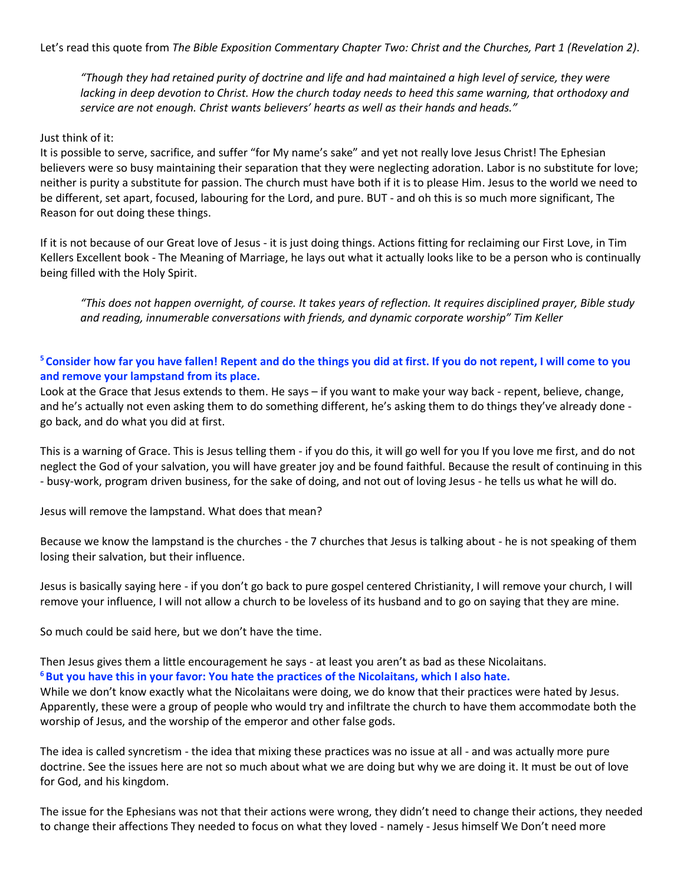Let's read this quote from *The Bible Exposition Commentary Chapter Two: Christ and the Churches, Part 1 (Revelation 2)*.

> *"Though they had retained purity of doctrine and life and had maintained a high level of service, they were lacking in deep devotion to Christ. How the church today needs to heed this same warning, that orthodoxy and service are not enough. Christ wants believers' hearts as well as their hands and heads."*

Just think of it:
It is possible to serve, sacrifice, and suffer "for My name's sake" and yet not really love Jesus Christ! The Ephesian believers were so busy maintaining their separation that they were neglecting adoration. Labor is no substitute for love; neither is purity a substitute for passion. The church must have both if it is to please Him. Jesus to the world we need to be different, set apart, focused, labouring for the Lord, and pure. BUT - and oh this is so much more significant, The Reason for out doing these things.

If it is not because of our Great love of Jesus - it is just doing things. Actions fitting for reclaiming our First Love, in Tim Kellers Excellent book - The Meaning of Marriage, he lays out what it actually looks like to be a person who is continually being filled with the Holy Spirit.

> *"This does not happen overnight, of course. It takes years of reflection. It requires disciplined prayer, Bible study and reading, innumerable conversations with friends, and dynamic corporate worship" Tim Keller*

**[5] Consider how far you have fallen! Repent and do the things you did at first. If you do not repent, I will come to you and remove your lampstand from its place.**
Look at the Grace that Jesus extends to them. He says – if you want to make your way back - repent, believe, change, and he's actually not even asking them to do something different, he's asking them to do things they've already done - go back, and do what you did at first.

This is a warning of Grace. This is Jesus telling them - if you do this, it will go well for you If you love me first, and do not neglect the God of your salvation, you will have greater joy and be found faithful. Because the result of continuing in this - busy-work, program driven business, for the sake of doing, and not out of loving Jesus - he tells us what he will do.

Jesus will remove the lampstand. What does that mean?

Because we know the lampstand is the churches - the 7 churches that Jesus is talking about - he is not speaking of them losing their salvation, but their influence.

Jesus is basically saying here - if you don't go back to pure gospel centered Christianity, I will remove your church, I will remove your influence, I will not allow a church to be loveless of its husband and to go on saying that they are mine.

So much could be said here, but we don't have the time.

Then Jesus gives them a little encouragement he says - at least you aren't as bad as these Nicolaitans.
**[6] But you have this in your favor: You hate the practices of the Nicolaitans, which I also hate.**
While we don't know exactly what the Nicolaitans were doing, we do know that their practices were hated by Jesus. Apparently, these were a group of people who would try and infiltrate the church to have them accommodate both the worship of Jesus, and the worship of the emperor and other false gods.

The idea is called syncretism - the idea that mixing these practices was no issue at all - and was actually more pure doctrine. See the issues here are not so much about what we are doing but why we are doing it. It must be out of love for God, and his kingdom.

The issue for the Ephesians was not that their actions were wrong, they didn't need to change their actions, they needed to change their affections They needed to focus on what they loved - namely - Jesus himself We Don't need more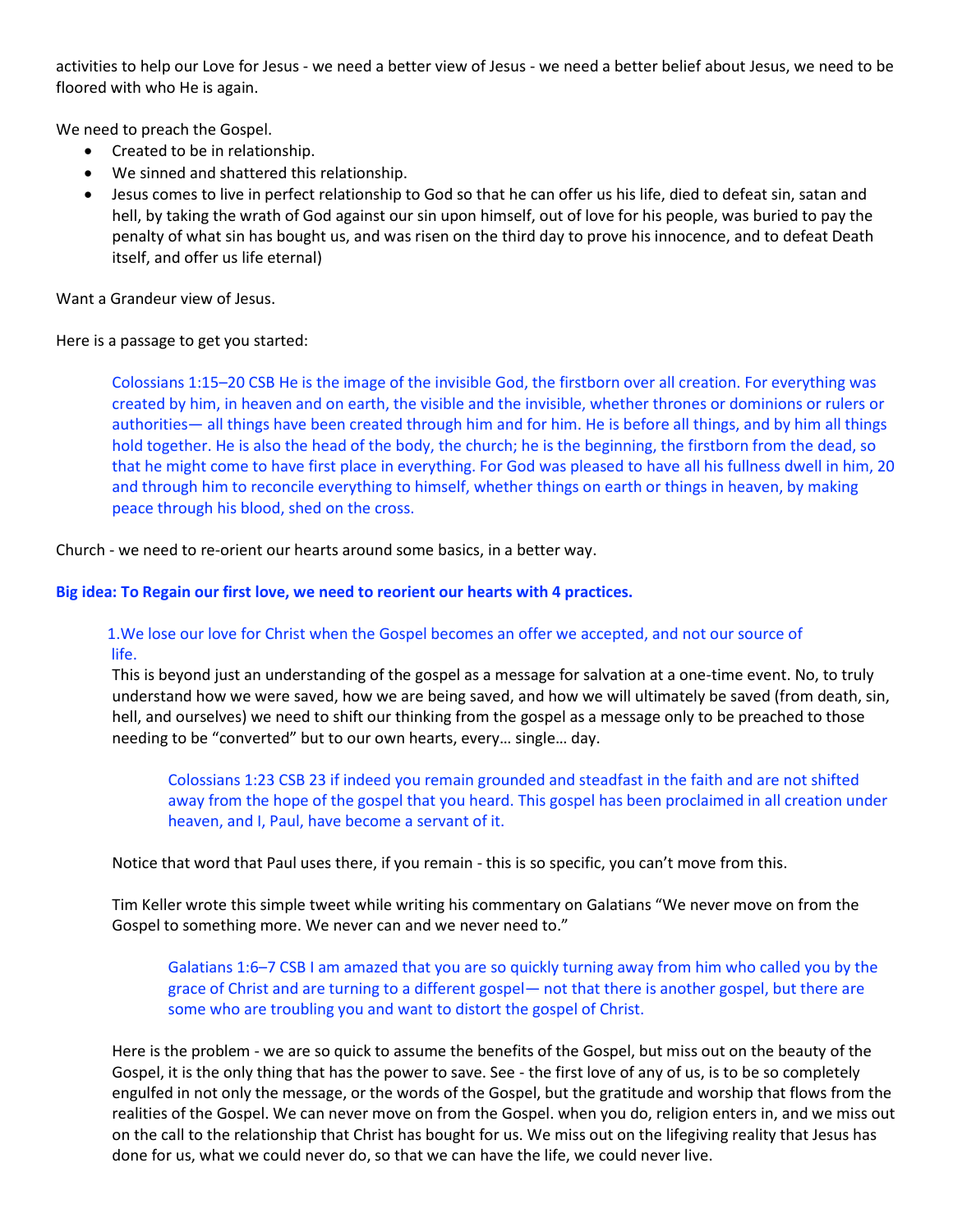activities to help our Love for Jesus - we need a better view of Jesus - we need a better belief about Jesus, we need to be floored with who He is again.

We need to preach the Gospel.

- Created to be in relationship.
- We sinned and shattered this relationship.
- Jesus comes to live in perfect relationship to God so that he can offer us his life, died to defeat sin, satan and hell, by taking the wrath of God against our sin upon himself, out of love for his people, was buried to pay the penalty of what sin has bought us, and was risen on the third day to prove his innocence, and to defeat Death itself, and offer us life eternal)

Want a Grandeur view of Jesus.

Here is a passage to get you started:

> Colossians 1:15–20 CSB He is the image of the invisible God, the firstborn over all creation. For everything was created by him, in heaven and on earth, the visible and the invisible, whether thrones or dominions or rulers or authorities— all things have been created through him and for him. He is before all things, and by him all things hold together. He is also the head of the body, the church; he is the beginning, the firstborn from the dead, so that he might come to have first place in everything. For God was pleased to have all his fullness dwell in him, 20 and through him to reconcile everything to himself, whether things on earth or things in heaven, by making peace through his blood, shed on the cross.

Church - we need to re-orient our hearts around some basics, in a better way.

**Big idea: To Regain our first love, we need to reorient our hearts with 4 practices.**

1.We lose our love for Christ when the Gospel becomes an offer we accepted, and not our source of life.

This is beyond just an understanding of the gospel as a message for salvation at a one-time event. No, to truly understand how we were saved, how we are being saved, and how we will ultimately be saved (from death, sin, hell, and ourselves) we need to shift our thinking from the gospel as a message only to be preached to those needing to be "converted" but to our own hearts, every… single… day.

> Colossians 1:23 CSB 23 if indeed you remain grounded and steadfast in the faith and are not shifted away from the hope of the gospel that you heard. This gospel has been proclaimed in all creation under heaven, and I, Paul, have become a servant of it.

Notice that word that Paul uses there, if you remain - this is so specific, you can't move from this.

Tim Keller wrote this simple tweet while writing his commentary on Galatians "We never move on from the Gospel to something more. We never can and we never need to."

> Galatians 1:6–7 CSB I am amazed that you are so quickly turning away from him who called you by the grace of Christ and are turning to a different gospel— not that there is another gospel, but there are some who are troubling you and want to distort the gospel of Christ.

Here is the problem - we are so quick to assume the benefits of the Gospel, but miss out on the beauty of the Gospel, it is the only thing that has the power to save. See - the first love of any of us, is to be so completely engulfed in not only the message, or the words of the Gospel, but the gratitude and worship that flows from the realities of the Gospel. We can never move on from the Gospel. when you do, religion enters in, and we miss out on the call to the relationship that Christ has bought for us. We miss out on the lifegiving reality that Jesus has done for us, what we could never do, so that we can have the life, we could never live.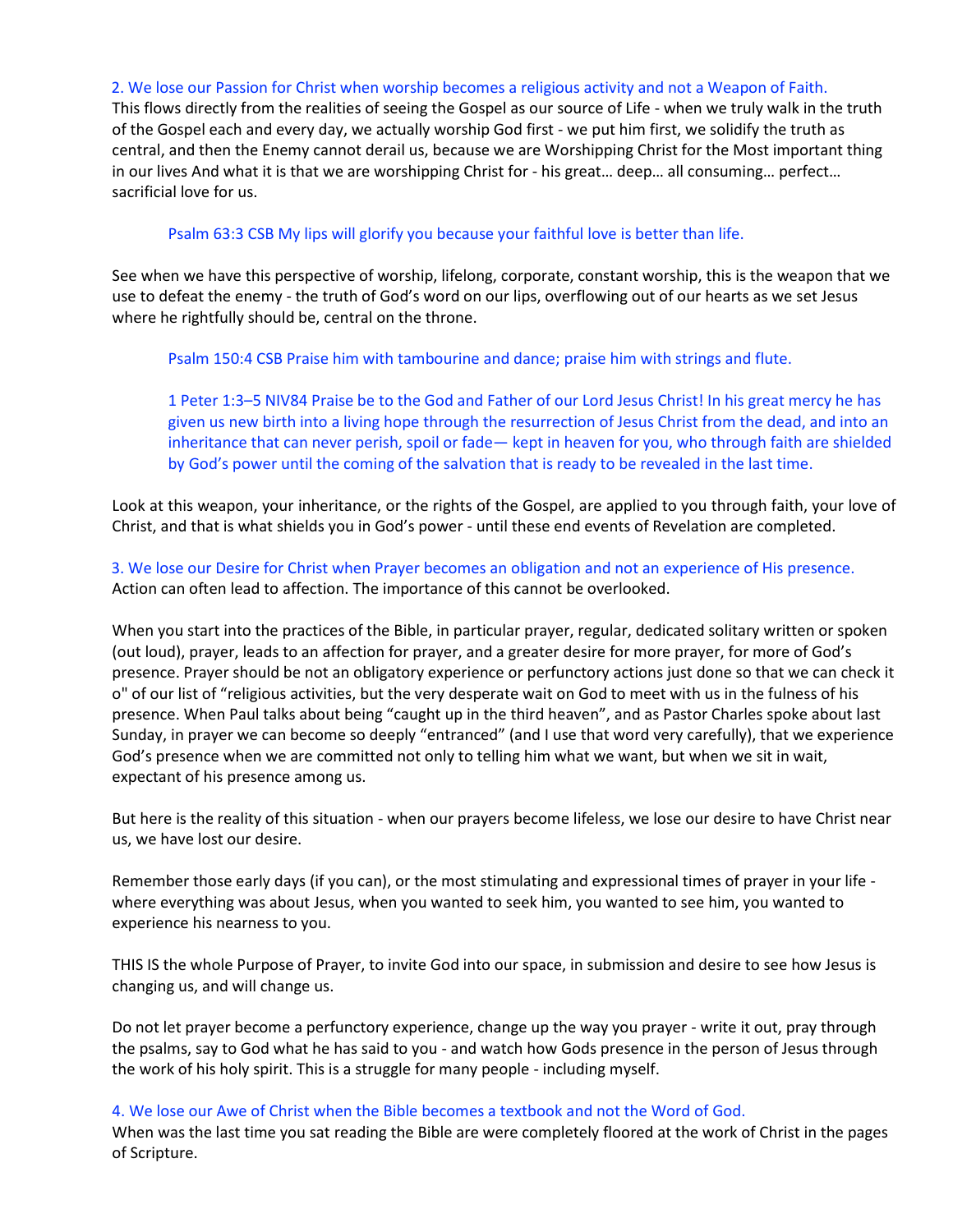2. We lose our Passion for Christ when worship becomes a religious activity and not a Weapon of Faith.
This flows directly from the realities of seeing the Gospel as our source of Life - when we truly walk in the truth of the Gospel each and every day, we actually worship God first - we put him first, we solidify the truth as central, and then the Enemy cannot derail us, because we are Worshipping Christ for the Most important thing in our lives And what it is that we are worshipping Christ for - his great… deep… all consuming… perfect… sacrificial love for us.

> Psalm 63:3 CSB My lips will glorify you because your faithful love is better than life.

See when we have this perspective of worship, lifelong, corporate, constant worship, this is the weapon that we use to defeat the enemy - the truth of God's word on our lips, overflowing out of our hearts as we set Jesus where he rightfully should be, central on the throne.

> Psalm 150:4 CSB Praise him with tambourine and dance; praise him with strings and flute.

> 1 Peter 1:3–5 NIV84 Praise be to the God and Father of our Lord Jesus Christ! In his great mercy he has given us new birth into a living hope through the resurrection of Jesus Christ from the dead, and into an inheritance that can never perish, spoil or fade— kept in heaven for you, who through faith are shielded by God's power until the coming of the salvation that is ready to be revealed in the last time.

Look at this weapon, your inheritance, or the rights of the Gospel, are applied to you through faith, your love of Christ, and that is what shields you in God's power - until these end events of Revelation are completed.

3. We lose our Desire for Christ when Prayer becomes an obligation and not an experience of His presence.
Action can often lead to affection. The importance of this cannot be overlooked.

When you start into the practices of the Bible, in particular prayer, regular, dedicated solitary written or spoken (out loud), prayer, leads to an affection for prayer, and a greater desire for more prayer, for more of God's presence. Prayer should be not an obligatory experience or perfunctory actions just done so that we can check it o" of our list of "religious activities, but the very desperate wait on God to meet with us in the fulness of his presence. When Paul talks about being "caught up in the third heaven", and as Pastor Charles spoke about last Sunday, in prayer we can become so deeply "entranced" (and I use that word very carefully), that we experience God's presence when we are committed not only to telling him what we want, but when we sit in wait, expectant of his presence among us.

But here is the reality of this situation - when our prayers become lifeless, we lose our desire to have Christ near us, we have lost our desire.

Remember those early days (if you can), or the most stimulating and expressional times of prayer in your life - where everything was about Jesus, when you wanted to seek him, you wanted to see him, you wanted to experience his nearness to you.

THIS IS the whole Purpose of Prayer, to invite God into our space, in submission and desire to see how Jesus is changing us, and will change us.

Do not let prayer become a perfunctory experience, change up the way you prayer - write it out, pray through the psalms, say to God what he has said to you - and watch how Gods presence in the person of Jesus through the work of his holy spirit. This is a struggle for many people - including myself.

4. We lose our Awe of Christ when the Bible becomes a textbook and not the Word of God.
When was the last time you sat reading the Bible are were completely floored at the work of Christ in the pages of Scripture.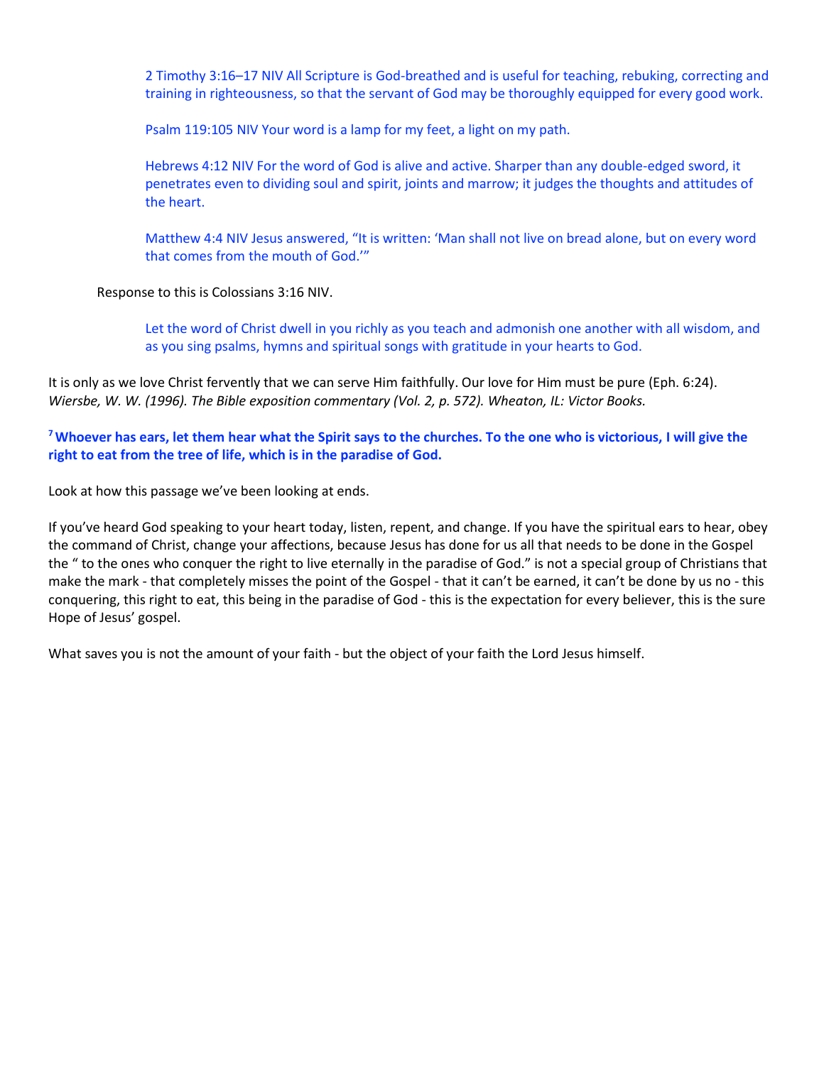2 Timothy 3:16–17 NIV All Scripture is God-breathed and is useful for teaching, rebuking, correcting and training in righteousness, so that the servant of God may be thoroughly equipped for every good work.

Psalm 119:105 NIV Your word is a lamp for my feet, a light on my path.

Hebrews 4:12 NIV For the word of God is alive and active. Sharper than any double-edged sword, it penetrates even to dividing soul and spirit, joints and marrow; it judges the thoughts and attitudes of the heart.

Matthew 4:4 NIV Jesus answered, "It is written: 'Man shall not live on bread alone, but on every word that comes from the mouth of God.'"

Response to this is Colossians 3:16 NIV.

Let the word of Christ dwell in you richly as you teach and admonish one another with all wisdom, and as you sing psalms, hymns and spiritual songs with gratitude in your hearts to God.

It is only as we love Christ fervently that we can serve Him faithfully. Our love for Him must be pure (Eph. 6:24). *Wiersbe, W. W. (1996). The Bible exposition commentary (Vol. 2, p. 572). Wheaton, IL: Victor Books.*

**[7] Whoever has ears, let them hear what the Spirit says to the churches. To the one who is victorious, I will give the right to eat from the tree of life, which is in the paradise of God.**

Look at how this passage we've been looking at ends.

If you've heard God speaking to your heart today, listen, repent, and change. If you have the spiritual ears to hear, obey the command of Christ, change your affections, because Jesus has done for us all that needs to be done in the Gospel the " to the ones who conquer the right to live eternally in the paradise of God." is not a special group of Christians that make the mark - that completely misses the point of the Gospel - that it can't be earned, it can't be done by us no - this conquering, this right to eat, this being in the paradise of God - this is the expectation for every believer, this is the sure Hope of Jesus' gospel.

What saves you is not the amount of your faith - but the object of your faith the Lord Jesus himself.